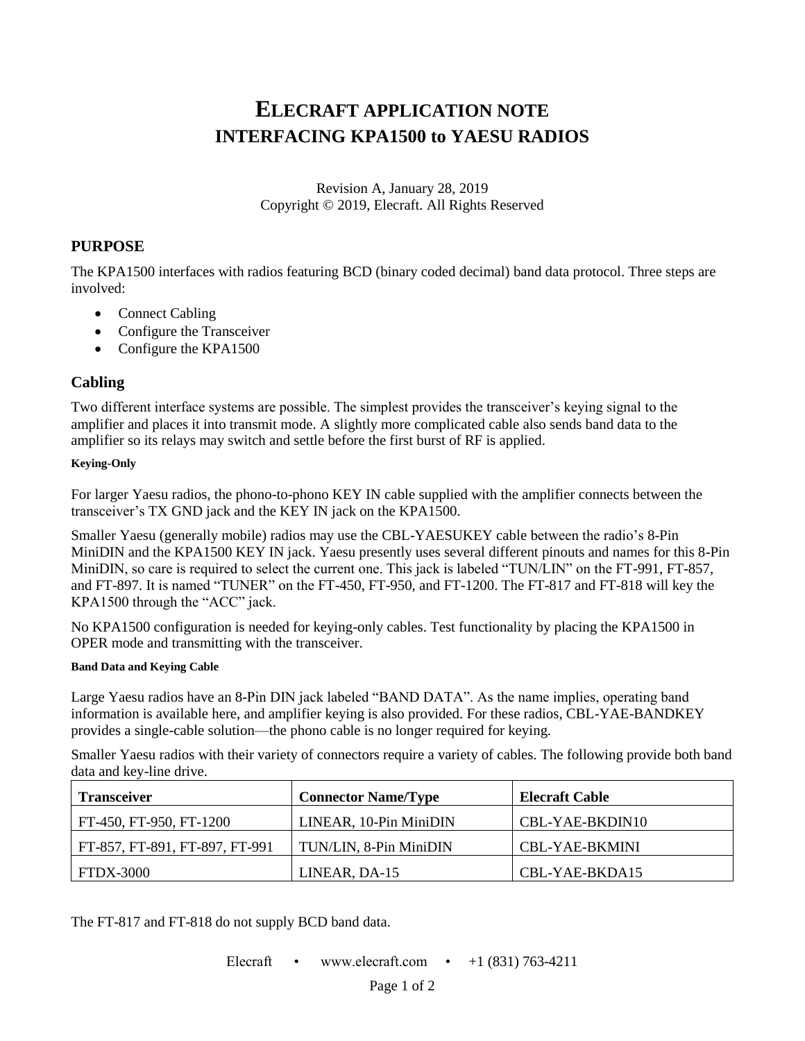# ELECRAFT APPLICATION NOTE
# INTERFACING KPA1500 to YAESU RADIOS

Revision A, January 28, 2019
Copyright © 2019, Elecraft. All Rights Reserved

## PURPOSE

The KPA1500 interfaces with radios featuring BCD (binary coded decimal) band data protocol. Three steps are involved:

- Connect Cabling
- Configure the Transceiver
- Configure the KPA1500

## Cabling

Two different interface systems are possible. The simplest provides the transceiver's keying signal to the amplifier and places it into transmit mode. A slightly more complicated cable also sends band data to the amplifier so its relays may switch and settle before the first burst of RF is applied.

#### Keying-Only

For larger Yaesu radios, the phono-to-phono KEY IN cable supplied with the amplifier connects between the transceiver's TX GND jack and the KEY IN jack on the KPA1500.

Smaller Yaesu (generally mobile) radios may use the CBL-YAESUKEY cable between the radio's 8-Pin MiniDIN and the KPA1500 KEY IN jack. Yaesu presently uses several different pinouts and names for this 8-Pin MiniDIN, so care is required to select the current one. This jack is labeled "TUN/LIN" on the FT-991, FT-857, and FT-897. It is named "TUNER" on the FT-450, FT-950, and FT-1200. The FT-817 and FT-818 will key the KPA1500 through the "ACC" jack.

No KPA1500 configuration is needed for keying-only cables. Test functionality by placing the KPA1500 in OPER mode and transmitting with the transceiver.

#### Band Data and Keying Cable

Large Yaesu radios have an 8-Pin DIN jack labeled "BAND DATA". As the name implies, operating band information is available here, and amplifier keying is also provided. For these radios, CBL-YAE-BANDKEY provides a single-cable solution—the phono cable is no longer required for keying.

Smaller Yaesu radios with their variety of connectors require a variety of cables. The following provide both band data and key-line drive.

| Transceiver | Connector Name/Type | Elecraft Cable |
| --- | --- | --- |
| FT-450, FT-950, FT-1200 | LINEAR, 10-Pin MiniDIN | CBL-YAE-BKDIN10 |
| FT-857, FT-891, FT-897, FT-991 | TUN/LIN, 8-Pin MiniDIN | CBL-YAE-BKMINI |
| FTDX-3000 | LINEAR, DA-15 | CBL-YAE-BKDA15 |

The FT-817 and FT-818 do not supply BCD band data.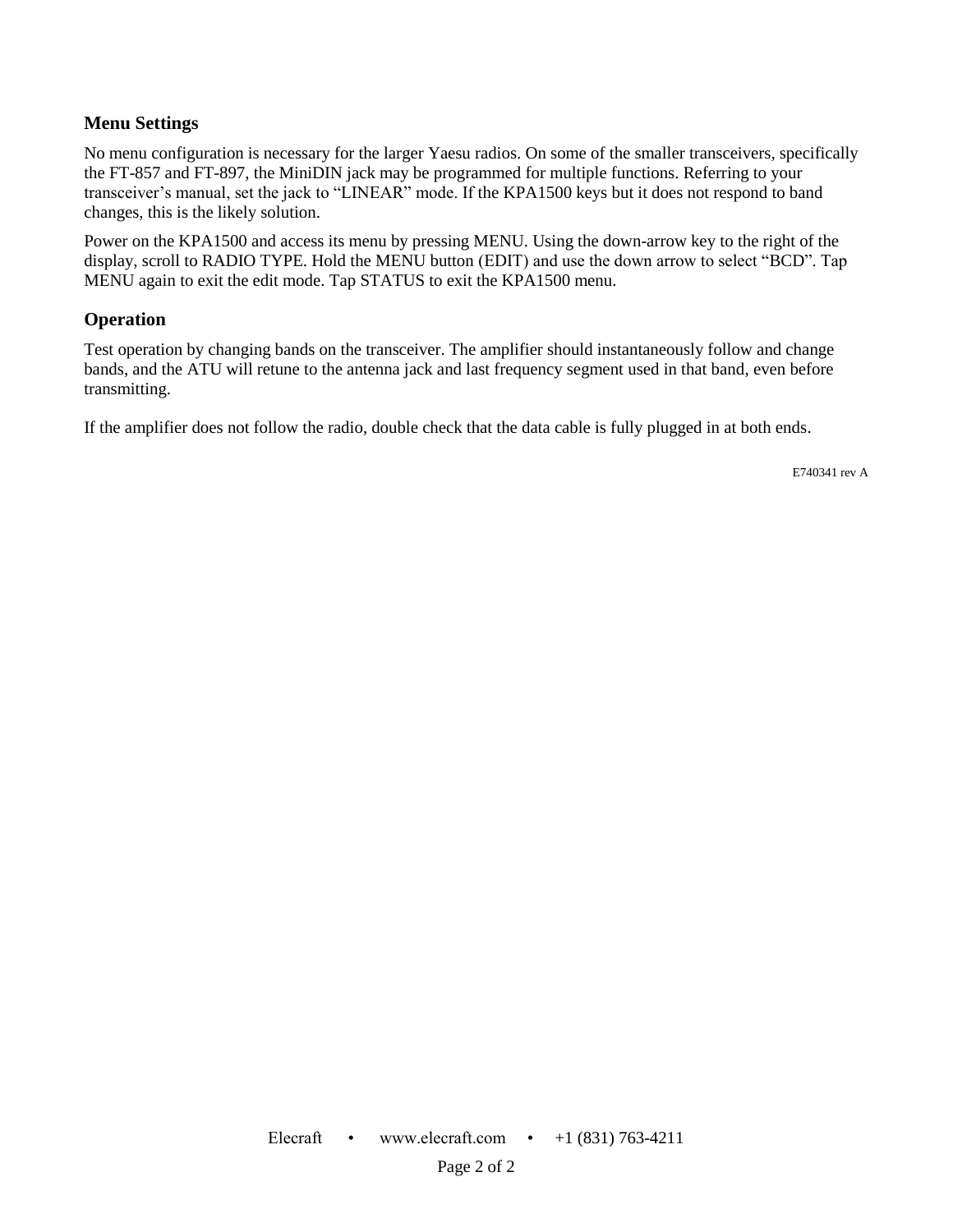## Menu Settings

No menu configuration is necessary for the larger Yaesu radios. On some of the smaller transceivers, specifically the FT-857 and FT-897, the MiniDIN jack may be programmed for multiple functions. Referring to your transceiver's manual, set the jack to "LINEAR" mode. If the KPA1500 keys but it does not respond to band changes, this is the likely solution.

Power on the KPA1500 and access its menu by pressing MENU. Using the down-arrow key to the right of the display, scroll to RADIO TYPE. Hold the MENU button (EDIT) and use the down arrow to select "BCD". Tap MENU again to exit the edit mode. Tap STATUS to exit the KPA1500 menu.

## Operation

Test operation by changing bands on the transceiver. The amplifier should instantaneously follow and change bands, and the ATU will retune to the antenna jack and last frequency segment used in that band, even before transmitting.

If the amplifier does not follow the radio, double check that the data cable is fully plugged in at both ends.

E740341 rev A